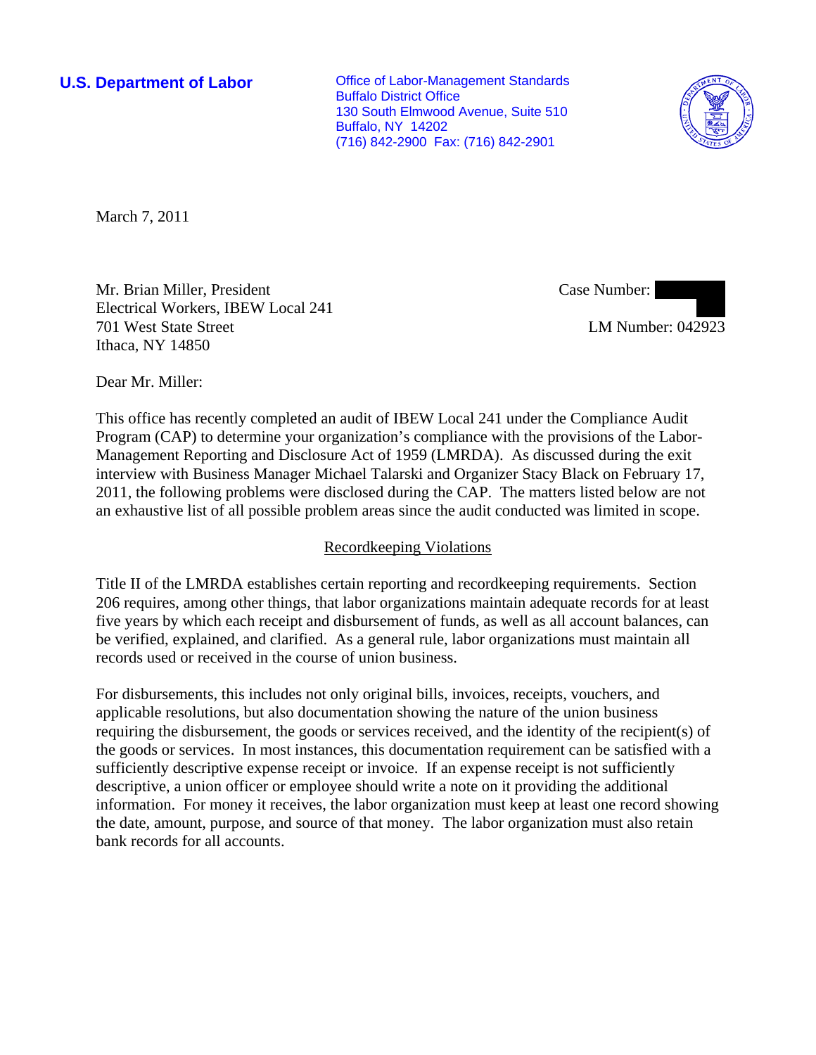**U.S. Department of Labor**

Office of Labor-Management Standards
Buffalo District Office
130 South Elmwood Avenue, Suite 510
Buffalo, NY 14202
(716) 842-2900 Fax: (716) 842-2901

March 7, 2011

Mr. Brian Miller, President
Electrical Workers, IBEW Local 241
701 West State Street
Ithaca, NY 14850

Case Number:
LM Number: 042923

Dear Mr. Miller:

This office has recently completed an audit of IBEW Local 241 under the Compliance Audit Program (CAP) to determine your organization's compliance with the provisions of the Labor-Management Reporting and Disclosure Act of 1959 (LMRDA). As discussed during the exit interview with Business Manager Michael Talarski and Organizer Stacy Black on February 17, 2011, the following problems were disclosed during the CAP. The matters listed below are not an exhaustive list of all possible problem areas since the audit conducted was limited in scope.

## Recordkeeping Violations

Title II of the LMRDA establishes certain reporting and recordkeeping requirements. Section 206 requires, among other things, that labor organizations maintain adequate records for at least five years by which each receipt and disbursement of funds, as well as all account balances, can be verified, explained, and clarified. As a general rule, labor organizations must maintain all records used or received in the course of union business.

For disbursements, this includes not only original bills, invoices, receipts, vouchers, and applicable resolutions, but also documentation showing the nature of the union business requiring the disbursement, the goods or services received, and the identity of the recipient(s) of the goods or services. In most instances, this documentation requirement can be satisfied with a sufficiently descriptive expense receipt or invoice. If an expense receipt is not sufficiently descriptive, a union officer or employee should write a note on it providing the additional information. For money it receives, the labor organization must keep at least one record showing the date, amount, purpose, and source of that money. The labor organization must also retain bank records for all accounts.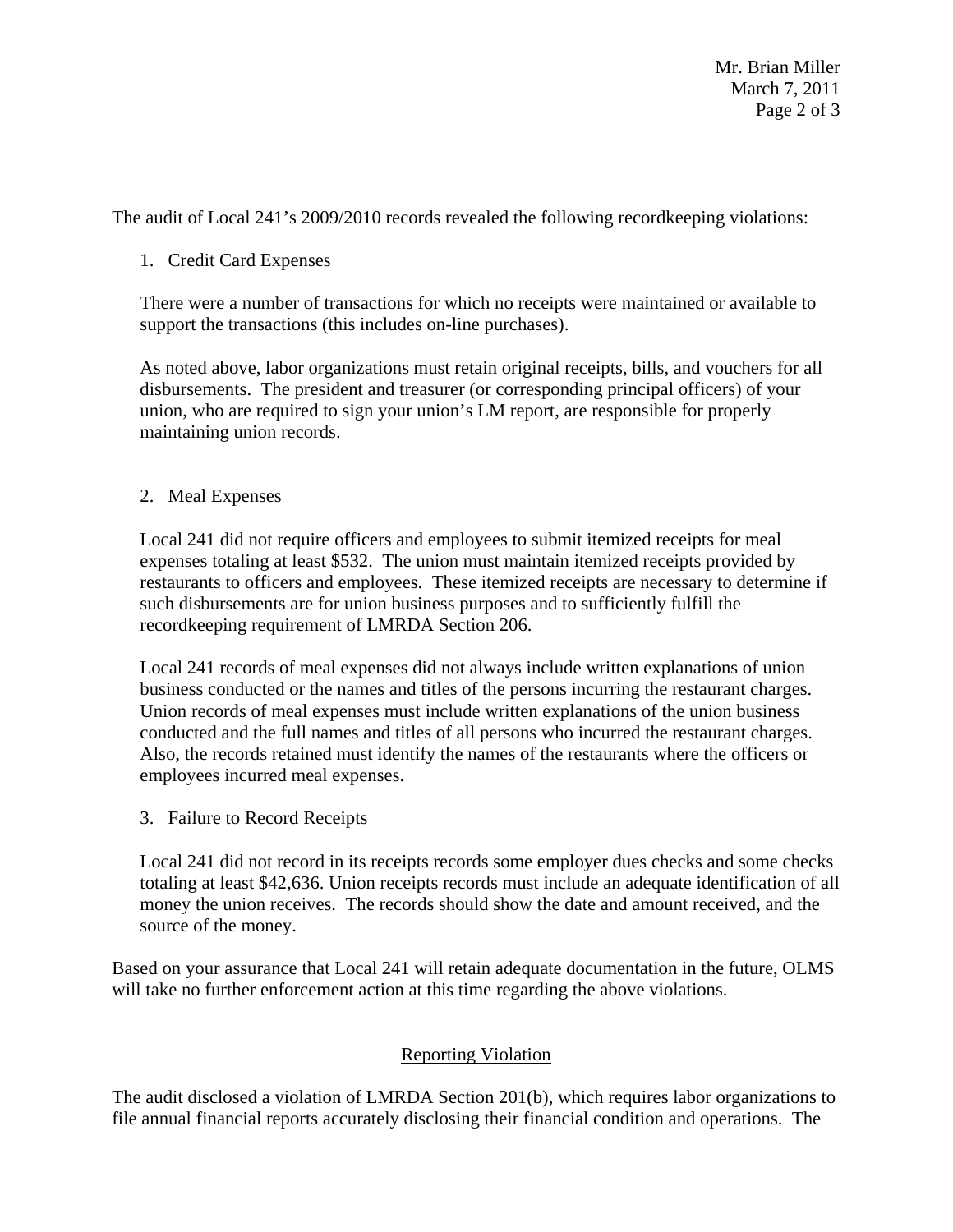The audit of Local 241's 2009/2010 records revealed the following recordkeeping violations:

1. Credit Card Expenses

   There were a number of transactions for which no receipts were maintained or available to support the transactions (this includes on-line purchases).

   As noted above, labor organizations must retain original receipts, bills, and vouchers for all disbursements. The president and treasurer (or corresponding principal officers) of your union, who are required to sign your union's LM report, are responsible for properly maintaining union records.

2. Meal Expenses

   Local 241 did not require officers and employees to submit itemized receipts for meal expenses totaling at least $532. The union must maintain itemized receipts provided by restaurants to officers and employees. These itemized receipts are necessary to determine if such disbursements are for union business purposes and to sufficiently fulfill the recordkeeping requirement of LMRDA Section 206.

   Local 241 records of meal expenses did not always include written explanations of union business conducted or the names and titles of the persons incurring the restaurant charges. Union records of meal expenses must include written explanations of the union business conducted and the full names and titles of all persons who incurred the restaurant charges. Also, the records retained must identify the names of the restaurants where the officers or employees incurred meal expenses.

3. Failure to Record Receipts

   Local 241 did not record in its receipts records some employer dues checks and some checks totaling at least $42,636. Union receipts records must include an adequate identification of all money the union receives. The records should show the date and amount received, and the source of the money.

Based on your assurance that Local 241 will retain adequate documentation in the future, OLMS will take no further enforcement action at this time regarding the above violations.

## Reporting Violation

The audit disclosed a violation of LMRDA Section 201(b), which requires labor organizations to file annual financial reports accurately disclosing their financial condition and operations. The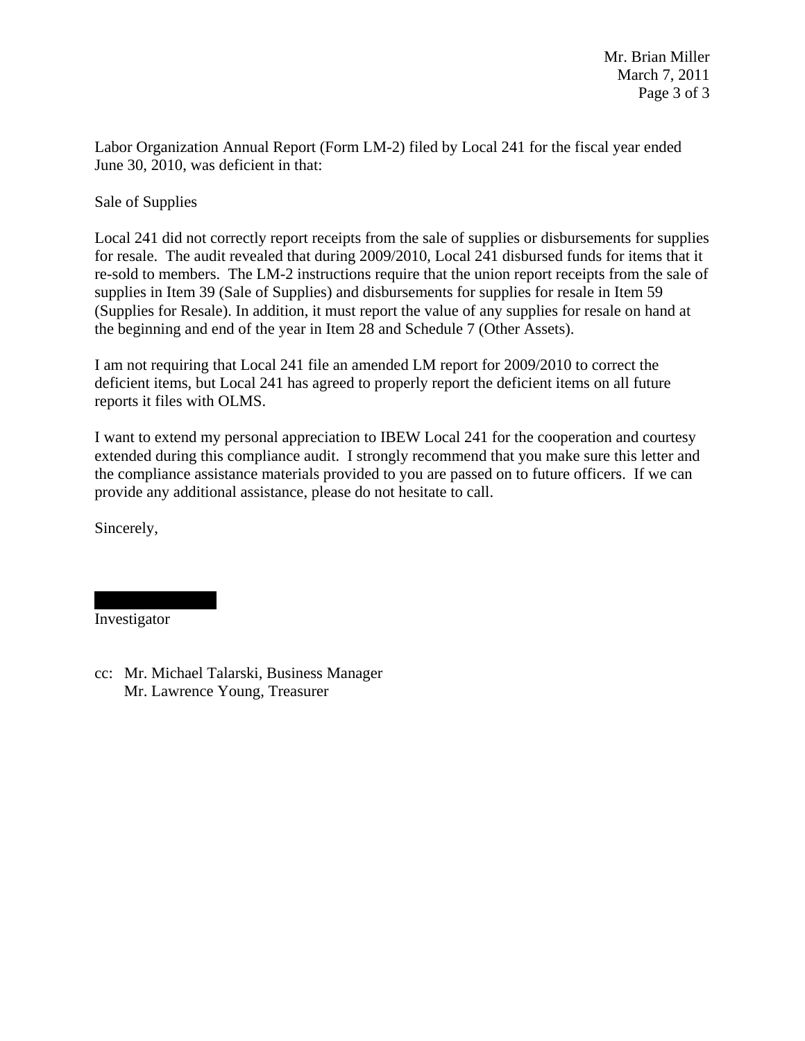Labor Organization Annual Report (Form LM-2) filed by Local 241 for the fiscal year ended June 30, 2010, was deficient in that:

Sale of Supplies

Local 241 did not correctly report receipts from the sale of supplies or disbursements for supplies for resale. The audit revealed that during 2009/2010, Local 241 disbursed funds for items that it re-sold to members. The LM-2 instructions require that the union report receipts from the sale of supplies in Item 39 (Sale of Supplies) and disbursements for supplies for resale in Item 59 (Supplies for Resale). In addition, it must report the value of any supplies for resale on hand at the beginning and end of the year in Item 28 and Schedule 7 (Other Assets).

I am not requiring that Local 241 file an amended LM report for 2009/2010 to correct the deficient items, but Local 241 has agreed to properly report the deficient items on all future reports it files with OLMS.

I want to extend my personal appreciation to IBEW Local 241 for the cooperation and courtesy extended during this compliance audit. I strongly recommend that you make sure this letter and the compliance assistance materials provided to you are passed on to future officers. If we can provide any additional assistance, please do not hesitate to call.

Sincerely,

Investigator

cc: Mr. Michael Talarski, Business Manager
Mr. Lawrence Young, Treasurer